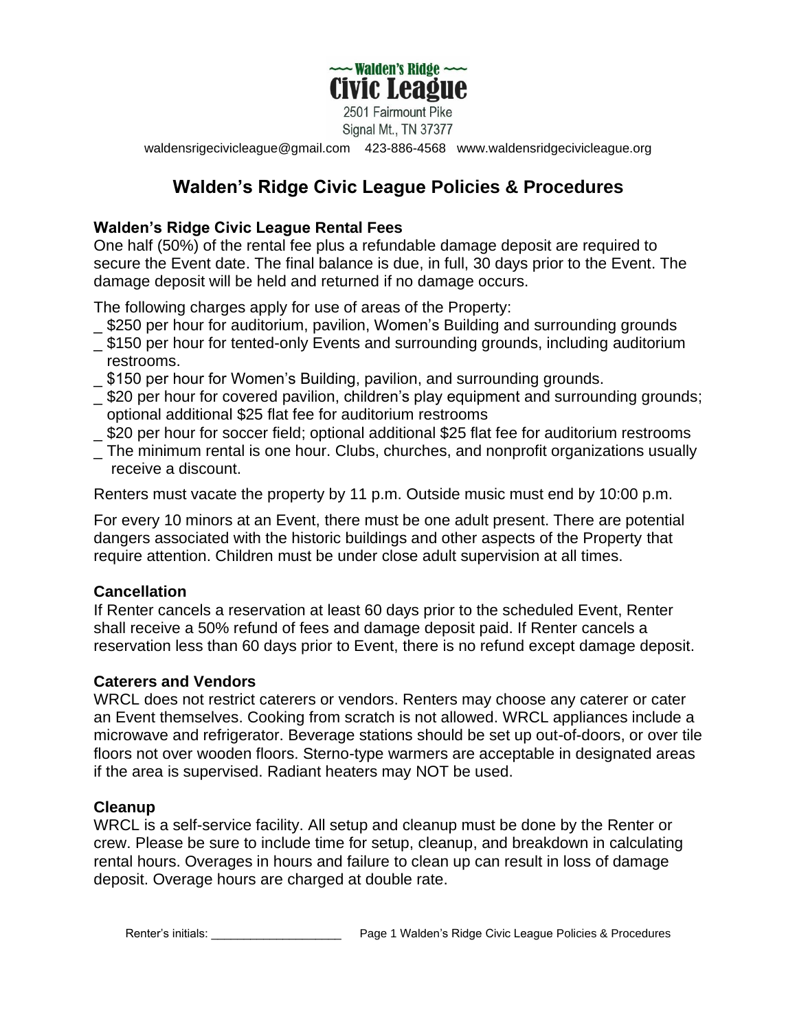~~~ Walden's Ridge ~~~
**Civic League**
2501 Fairmount Pike
Signal Mt., TN 37377

waldensrigecivicleague@gmail.com 423-886-4568 www.waldensridgecivicleague.org

# Walden's Ridge Civic League Policies & Procedures

### Walden's Ridge Civic League Rental Fees

One half (50%) of the rental fee plus a refundable damage deposit are required to secure the Event date. The final balance is due, in full, 30 days prior to the Event. The damage deposit will be held and returned if no damage occurs.

The following charges apply for use of areas of the Property:

_ $250 per hour for auditorium, pavilion, Women's Building and surrounding grounds
_ $150 per hour for tented-only Events and surrounding grounds, including auditorium restrooms.
_ $150 per hour for Women's Building, pavilion, and surrounding grounds.
_ $20 per hour for covered pavilion, children's play equipment and surrounding grounds; optional additional $25 flat fee for auditorium restrooms
_ $20 per hour for soccer field; optional additional $25 flat fee for auditorium restrooms
_ The minimum rental is one hour. Clubs, churches, and nonprofit organizations usually receive a discount.

Renters must vacate the property by 11 p.m. Outside music must end by 10:00 p.m.

For every 10 minors at an Event, there must be one adult present. There are potential dangers associated with the historic buildings and other aspects of the Property that require attention. Children must be under close adult supervision at all times.

### Cancellation

If Renter cancels a reservation at least 60 days prior to the scheduled Event, Renter shall receive a 50% refund of fees and damage deposit paid. If Renter cancels a reservation less than 60 days prior to Event, there is no refund except damage deposit.

### Caterers and Vendors

WRCL does not restrict caterers or vendors. Renters may choose any caterer or cater an Event themselves. Cooking from scratch is not allowed. WRCL appliances include a microwave and refrigerator. Beverage stations should be set up out-of-doors, or over tile floors not over wooden floors. Sterno-type warmers are acceptable in designated areas if the area is supervised. Radiant heaters may NOT be used.

### Cleanup

WRCL is a self-service facility. All setup and cleanup must be done by the Renter or crew. Please be sure to include time for setup, cleanup, and breakdown in calculating rental hours. Overages in hours and failure to clean up can result in loss of damage deposit. Overage hours are charged at double rate.

Renter's initials: ___________________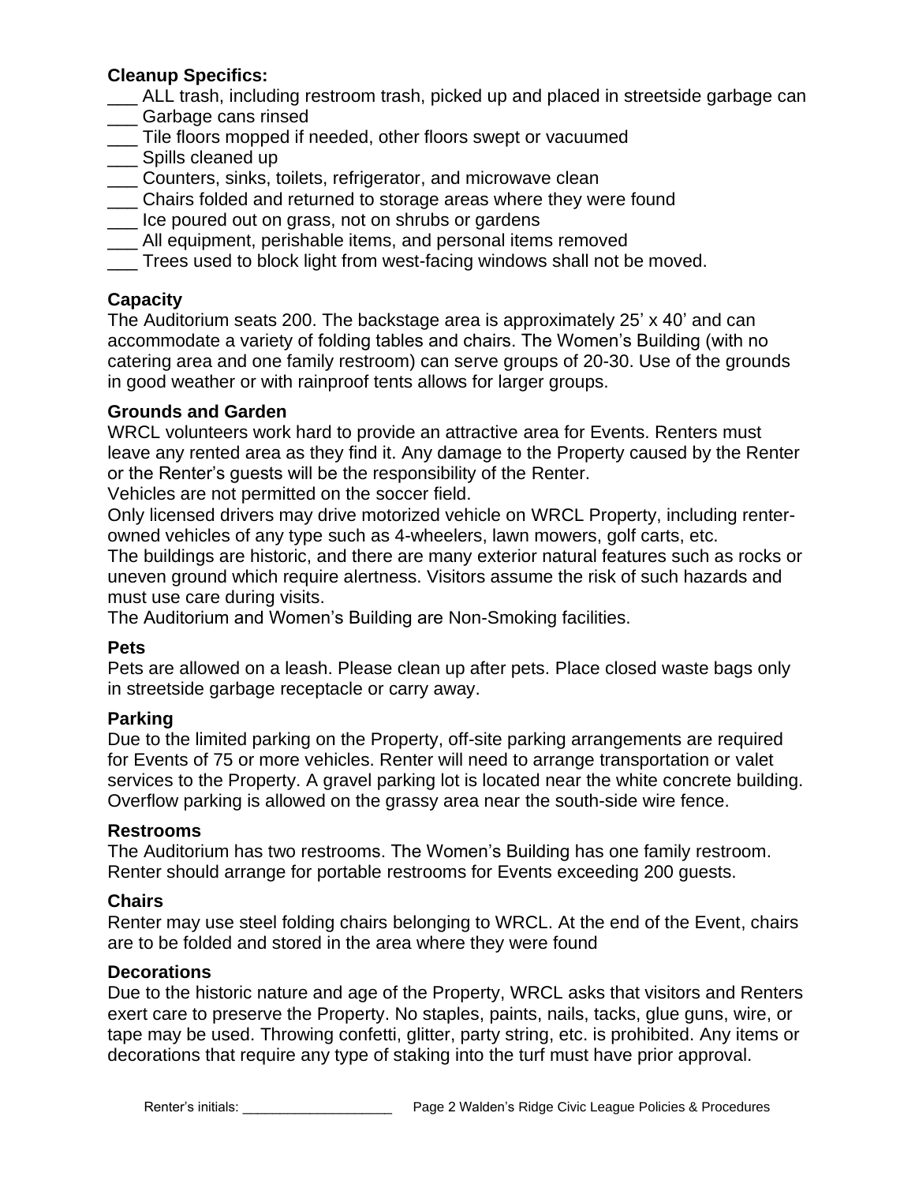**Cleanup Specifics:**

___ ALL trash, including restroom trash, picked up and placed in streetside garbage can
___ Garbage cans rinsed
___ Tile floors mopped if needed, other floors swept or vacuumed
___ Spills cleaned up
___ Counters, sinks, toilets, refrigerator, and microwave clean
___ Chairs folded and returned to storage areas where they were found
___ Ice poured out on grass, not on shrubs or gardens
___ All equipment, perishable items, and personal items removed
___ Trees used to block light from west-facing windows shall not be moved.

**Capacity**

The Auditorium seats 200. The backstage area is approximately 25' x 40' and can accommodate a variety of folding tables and chairs. The Women's Building (with no catering area and one family restroom) can serve groups of 20-30. Use of the grounds in good weather or with rainproof tents allows for larger groups.

**Grounds and Garden**

WRCL volunteers work hard to provide an attractive area for Events. Renters must leave any rented area as they find it. Any damage to the Property caused by the Renter or the Renter's guests will be the responsibility of the Renter.

Vehicles are not permitted on the soccer field.

Only licensed drivers may drive motorized vehicle on WRCL Property, including renter-owned vehicles of any type such as 4-wheelers, lawn mowers, golf carts, etc.

The buildings are historic, and there are many exterior natural features such as rocks or uneven ground which require alertness. Visitors assume the risk of such hazards and must use care during visits.

The Auditorium and Women's Building are Non-Smoking facilities.

**Pets**

Pets are allowed on a leash. Please clean up after pets. Place closed waste bags only in streetside garbage receptacle or carry away.

**Parking**

Due to the limited parking on the Property, off-site parking arrangements are required for Events of 75 or more vehicles. Renter will need to arrange transportation or valet services to the Property. A gravel parking lot is located near the white concrete building. Overflow parking is allowed on the grassy area near the south-side wire fence.

**Restrooms**

The Auditorium has two restrooms. The Women's Building has one family restroom. Renter should arrange for portable restrooms for Events exceeding 200 guests.

**Chairs**

Renter may use steel folding chairs belonging to WRCL. At the end of the Event, chairs are to be folded and stored in the area where they were found

**Decorations**

Due to the historic nature and age of the Property, WRCL asks that visitors and Renters exert care to preserve the Property. No staples, paints, nails, tacks, glue guns, wire, or tape may be used. Throwing confetti, glitter, party string, etc. is prohibited. Any items or decorations that require any type of staking into the turf must have prior approval.

Renter's initials: ___________________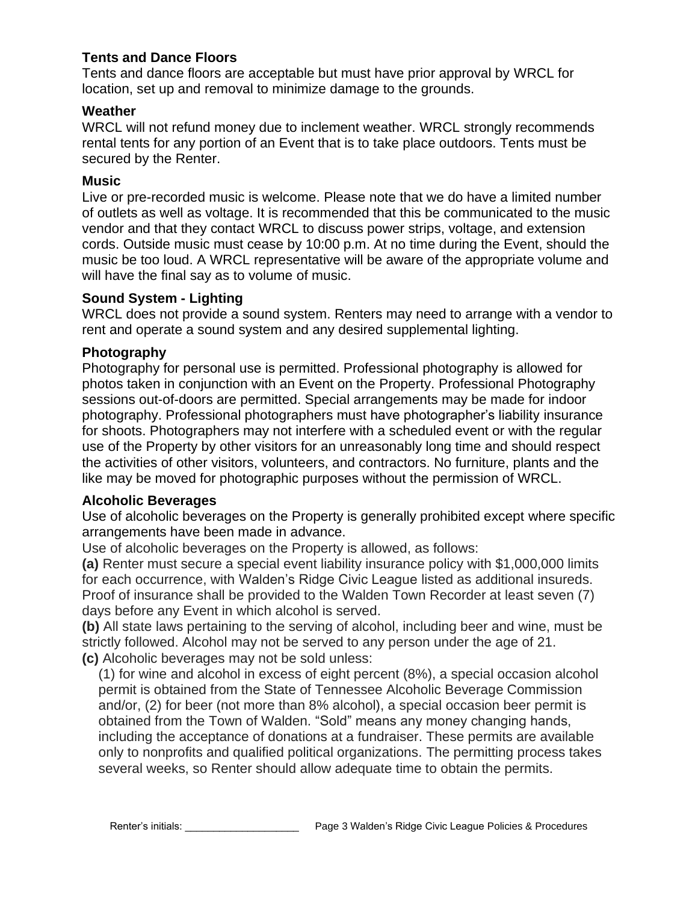### Tents and Dance Floors

Tents and dance floors are acceptable but must have prior approval by WRCL for location, set up and removal to minimize damage to the grounds.

### Weather

WRCL will not refund money due to inclement weather. WRCL strongly recommends rental tents for any portion of an Event that is to take place outdoors. Tents must be secured by the Renter.

### Music

Live or pre-recorded music is welcome. Please note that we do have a limited number of outlets as well as voltage. It is recommended that this be communicated to the music vendor and that they contact WRCL to discuss power strips, voltage, and extension cords. Outside music must cease by 10:00 p.m. At no time during the Event, should the music be too loud. A WRCL representative will be aware of the appropriate volume and will have the final say as to volume of music.

### Sound System - Lighting

WRCL does not provide a sound system. Renters may need to arrange with a vendor to rent and operate a sound system and any desired supplemental lighting.

### Photography

Photography for personal use is permitted. Professional photography is allowed for photos taken in conjunction with an Event on the Property. Professional Photography sessions out-of-doors are permitted. Special arrangements may be made for indoor photography. Professional photographers must have photographer's liability insurance for shoots. Photographers may not interfere with a scheduled event or with the regular use of the Property by other visitors for an unreasonably long time and should respect the activities of other visitors, volunteers, and contractors. No furniture, plants and the like may be moved for photographic purposes without the permission of WRCL.

### Alcoholic Beverages

Use of alcoholic beverages on the Property is generally prohibited except where specific arrangements have been made in advance.

Use of alcoholic beverages on the Property is allowed, as follows:

**(a)** Renter must secure a special event liability insurance policy with $1,000,000 limits for each occurrence, with Walden's Ridge Civic League listed as additional insureds. Proof of insurance shall be provided to the Walden Town Recorder at least seven (7) days before any Event in which alcohol is served.

**(b)** All state laws pertaining to the serving of alcohol, including beer and wine, must be strictly followed. Alcohol may not be served to any person under the age of 21.

**(c)** Alcoholic beverages may not be sold unless:

(1) for wine and alcohol in excess of eight percent (8%), a special occasion alcohol permit is obtained from the State of Tennessee Alcoholic Beverage Commission and/or, (2) for beer (not more than 8% alcohol), a special occasion beer permit is obtained from the Town of Walden. "Sold" means any money changing hands, including the acceptance of donations at a fundraiser. These permits are available only to nonprofits and qualified political organizations. The permitting process takes several weeks, so Renter should allow adequate time to obtain the permits.

Renter's initials: ____________________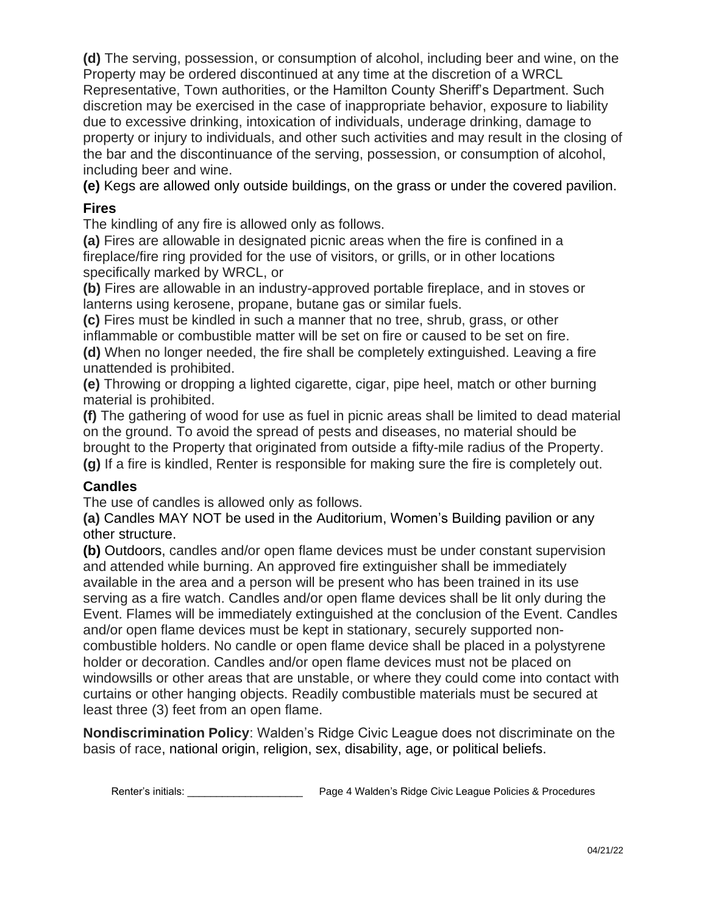**(d)** The serving, possession, or consumption of alcohol, including beer and wine, on the Property may be ordered discontinued at any time at the discretion of a WRCL Representative, Town authorities, or the Hamilton County Sheriff's Department. Such discretion may be exercised in the case of inappropriate behavior, exposure to liability due to excessive drinking, intoxication of individuals, underage drinking, damage to property or injury to individuals, and other such activities and may result in the closing of the bar and the discontinuance of the serving, possession, or consumption of alcohol, including beer and wine.

**(e)** Kegs are allowed only outside buildings, on the grass or under the covered pavilion.

### Fires

The kindling of any fire is allowed only as follows.

**(a)** Fires are allowable in designated picnic areas when the fire is confined in a fireplace/fire ring provided for the use of visitors, or grills, or in other locations specifically marked by WRCL, or

**(b)** Fires are allowable in an industry-approved portable fireplace, and in stoves or lanterns using kerosene, propane, butane gas or similar fuels.

**(c)** Fires must be kindled in such a manner that no tree, shrub, grass, or other inflammable or combustible matter will be set on fire or caused to be set on fire.

**(d)** When no longer needed, the fire shall be completely extinguished. Leaving a fire unattended is prohibited.

**(e)** Throwing or dropping a lighted cigarette, cigar, pipe heel, match or other burning material is prohibited.

**(f)** The gathering of wood for use as fuel in picnic areas shall be limited to dead material on the ground. To avoid the spread of pests and diseases, no material should be brought to the Property that originated from outside a fifty-mile radius of the Property.

**(g)** If a fire is kindled, Renter is responsible for making sure the fire is completely out.

### Candles

The use of candles is allowed only as follows.

**(a)** Candles MAY NOT be used in the Auditorium, Women's Building pavilion or any other structure.

**(b)** Outdoors, candles and/or open flame devices must be under constant supervision and attended while burning. An approved fire extinguisher shall be immediately available in the area and a person will be present who has been trained in its use serving as a fire watch. Candles and/or open flame devices shall be lit only during the Event. Flames will be immediately extinguished at the conclusion of the Event. Candles and/or open flame devices must be kept in stationary, securely supported non-combustible holders. No candle or open flame device shall be placed in a polystyrene holder or decoration. Candles and/or open flame devices must not be placed on windowsills or other areas that are unstable, or where they could come into contact with curtains or other hanging objects. Readily combustible materials must be secured at least three (3) feet from an open flame.

**Nondiscrimination Policy**: Walden's Ridge Civic League does not discriminate on the basis of race, national origin, religion, sex, disability, age, or political beliefs.

Renter's initials: ____________________